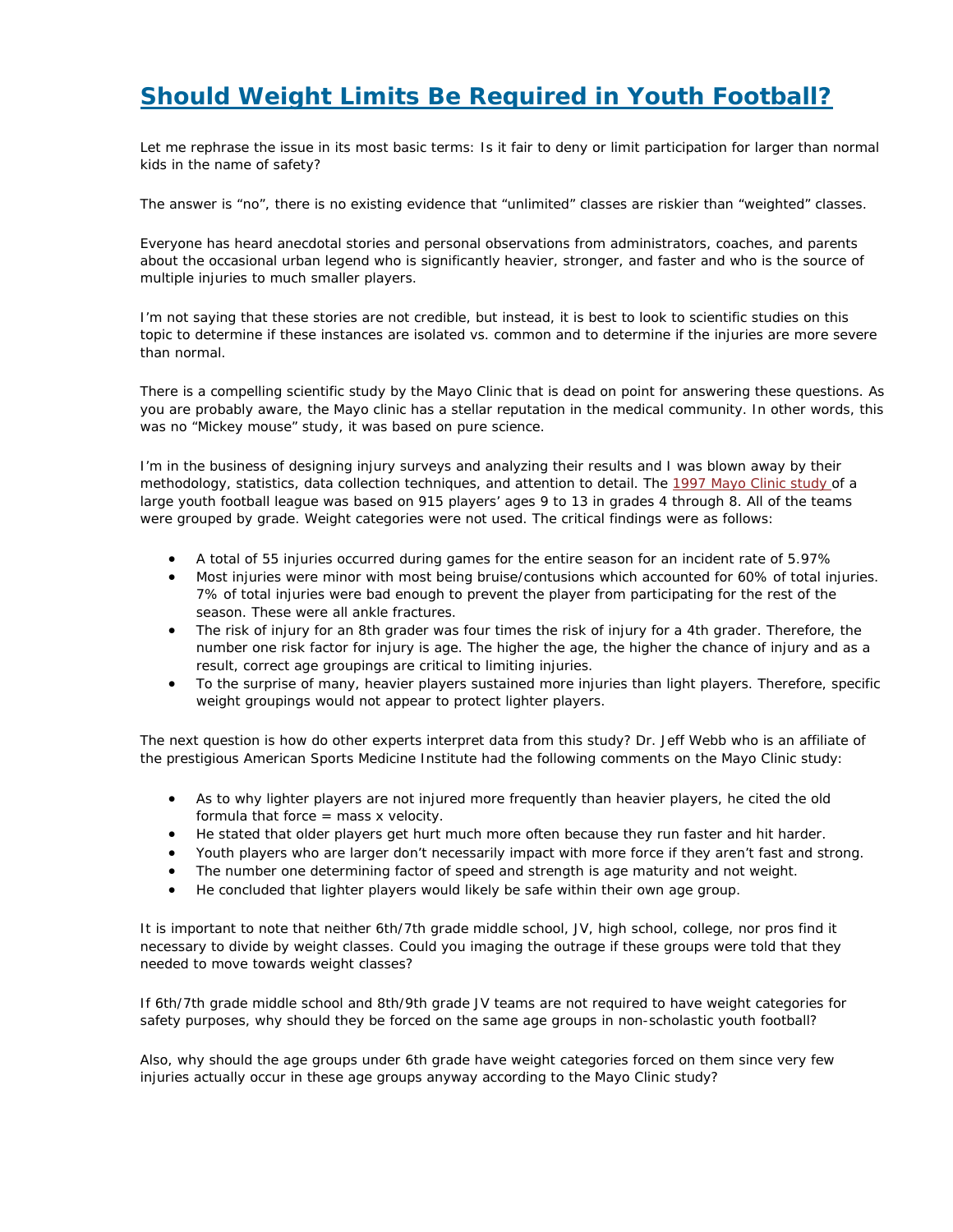# Should Weight Limits Be Required in Youth Football?

Let me rephrase the issue in its most basic terms: Is it fair to deny or limit participation for larger than normal kids in the name of safety?

The answer is "no", there is no existing evidence that "unlimited" classes are riskier than "weighted" classes.

Everyone has heard anecdotal stories and personal observations from administrators, coaches, and parents about the occasional urban legend who is significantly heavier, stronger, and faster and who is the source of multiple injuries to much smaller players.

I'm not saying that these stories are not credible, but instead, it is best to look to scientific studies on this topic to determine if these instances are isolated vs. common and to determine if the injuries are more severe than normal.

There is a compelling scientific study by the Mayo Clinic that is dead on point for answering these questions. As you are probably aware, the Mayo clinic has a stellar reputation in the medical community. In other words, this was no "Mickey mouse" study, it was based on pure science.

I'm in the business of designing injury surveys and analyzing their results and I was blown away by their methodology, statistics, data collection techniques, and attention to detail. The 1997 Mayo Clinic study of a large youth football league was based on 915 players' ages 9 to 13 in grades 4 through 8. All of the teams were grouped by grade. Weight categories were not used. The critical findings were as follows:

- A total of 55 injuries occurred during games for the entire season for an incident rate of 5.97%
- Most injuries were minor with most being bruise/contusions which accounted for 60% of total injuries. 7% of total injuries were bad enough to prevent the player from participating for the rest of the season. These were all ankle fractures.
- The risk of injury for an 8th grader was four times the risk of injury for a 4th grader. Therefore, the number one risk factor for injury is age. The higher the age, the higher the chance of injury and as a result, correct age groupings are critical to limiting injuries.
- To the surprise of many, heavier players sustained more injuries than light players. Therefore, specific weight groupings would not appear to protect lighter players.

The next question is how do other experts interpret data from this study? Dr. Jeff Webb who is an affiliate of the prestigious American Sports Medicine Institute had the following comments on the Mayo Clinic study:

- As to why lighter players are not injured more frequently than heavier players, he cited the old formula that force = mass x velocity.
- He stated that older players get hurt much more often because they run faster and hit harder.
- Youth players who are larger don't necessarily impact with more force if they aren't fast and strong.
- The number one determining factor of speed and strength is age maturity and not weight.
- He concluded that lighter players would likely be safe within their own age group.

It is important to note that neither 6th/7th grade middle school, JV, high school, college, nor pros find it necessary to divide by weight classes. Could you imaging the outrage if these groups were told that they needed to move towards weight classes?

If 6th/7th grade middle school and 8th/9th grade JV teams are not required to have weight categories for safety purposes, why should they be forced on the same age groups in non-scholastic youth football?

Also, why should the age groups under 6th grade have weight categories forced on them since very few injuries actually occur in these age groups anyway according to the Mayo Clinic study?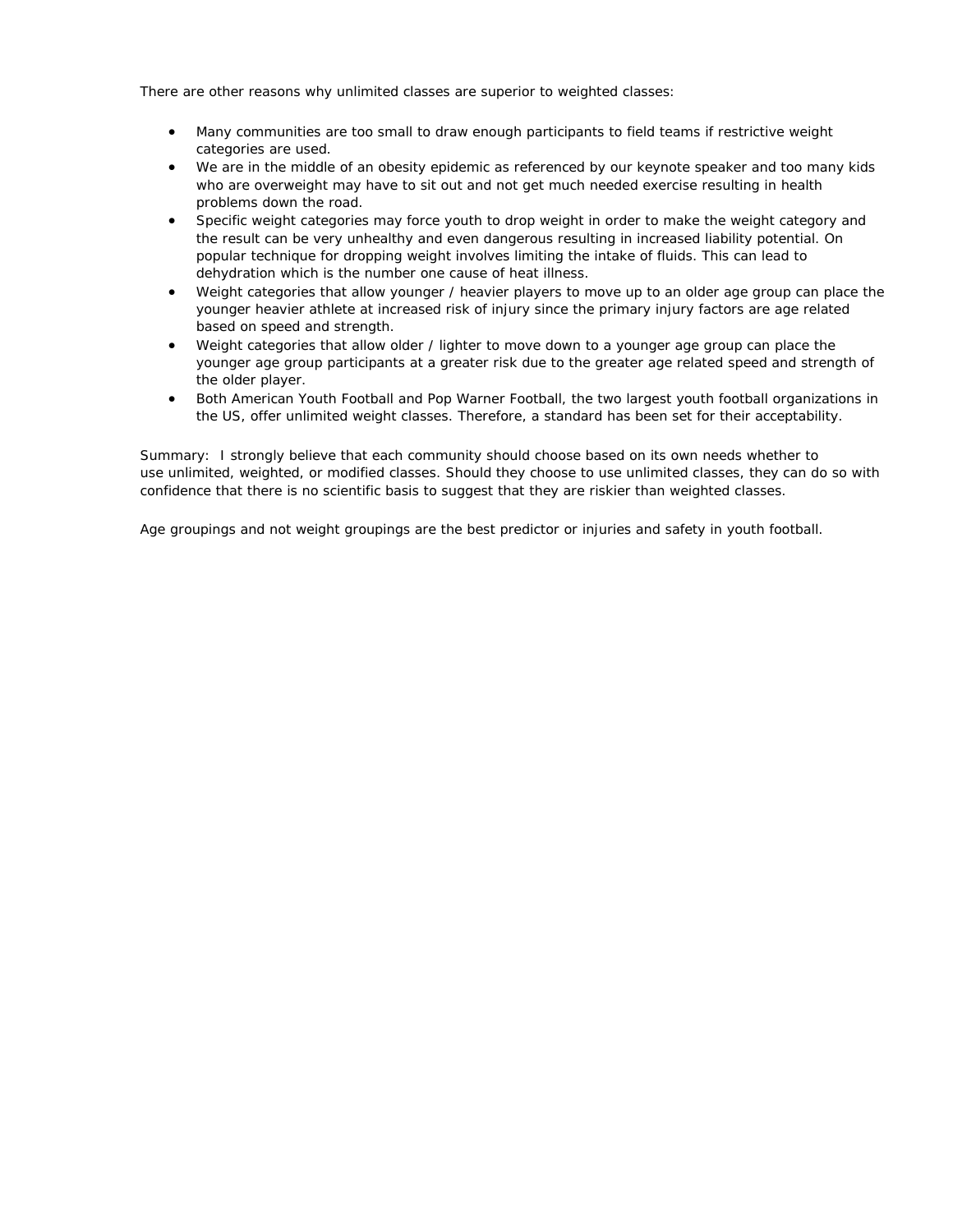There are other reasons why unlimited classes are superior to weighted classes:

- Many communities are too small to draw enough participants to field teams if restrictive weight categories are used.
- We are in the middle of an obesity epidemic as referenced by our keynote speaker and too many kids who are overweight may have to sit out and not get much needed exercise resulting in health problems down the road.
- Specific weight categories may force youth to drop weight in order to make the weight category and the result can be very unhealthy and even dangerous resulting in increased liability potential. On popular technique for dropping weight involves limiting the intake of fluids. This can lead to dehydration which is the number one cause of heat illness.
- Weight categories that allow younger / heavier players to move up to an older age group can place the younger heavier athlete at increased risk of injury since the primary injury factors are age related based on speed and strength.
- Weight categories that allow older / lighter to move down to a younger age group can place the younger age group participants at a greater risk due to the greater age related speed and strength of the older player.
- Both American Youth Football and Pop Warner Football, the two largest youth football organizations in the US, offer unlimited weight classes. Therefore, a standard has been set for their acceptability.

Summary: I strongly believe that each community should choose based on its own needs whether to use unlimited, weighted, or modified classes. Should they choose to use unlimited classes, they can do so with confidence that there is no scientific basis to suggest that they are riskier than weighted classes.

Age groupings and not weight groupings are the best predictor or injuries and safety in youth football.